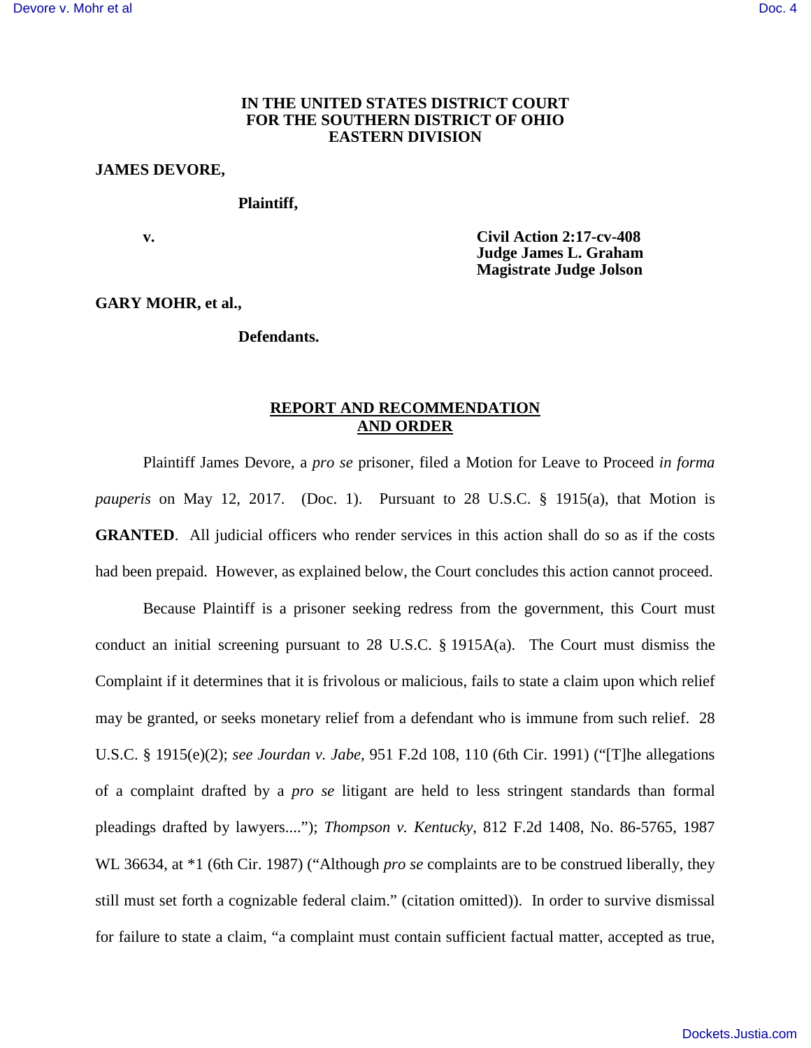**IN THE UNITED STATES DISTRICT COURT**
**FOR THE SOUTHERN DISTRICT OF OHIO**
**EASTERN DIVISION**

**JAMES DEVORE,**

**Plaintiff,**

**v.**

**Civil Action 2:17-cv-408**
**Judge James L. Graham**
**Magistrate Judge Jolson**

**GARY MOHR, et al.,**

**Defendants.**

## REPORT AND RECOMMENDATION AND ORDER

Plaintiff James Devore, a *pro se* prisoner, filed a Motion for Leave to Proceed *in forma pauperis* on May 12, 2017. (Doc. 1). Pursuant to 28 U.S.C. § 1915(a), that Motion is **GRANTED**. All judicial officers who render services in this action shall do so as if the costs had been prepaid. However, as explained below, the Court concludes this action cannot proceed.

Because Plaintiff is a prisoner seeking redress from the government, this Court must conduct an initial screening pursuant to 28 U.S.C. § 1915A(a). The Court must dismiss the Complaint if it determines that it is frivolous or malicious, fails to state a claim upon which relief may be granted, or seeks monetary relief from a defendant who is immune from such relief. 28 U.S.C. § 1915(e)(2); *see Jourdan v. Jabe*, 951 F.2d 108, 110 (6th Cir. 1991) ("[T]he allegations of a complaint drafted by a *pro se* litigant are held to less stringent standards than formal pleadings drafted by lawyers...."); *Thompson v. Kentucky*, 812 F.2d 1408, No. 86-5765, 1987 WL 36634, at *1 (6th Cir. 1987) ("Although *pro se* complaints are to be construed liberally, they still must set forth a cognizable federal claim." (citation omitted)). In order to survive dismissal for failure to state a claim, "a complaint must contain sufficient factual matter, accepted as true,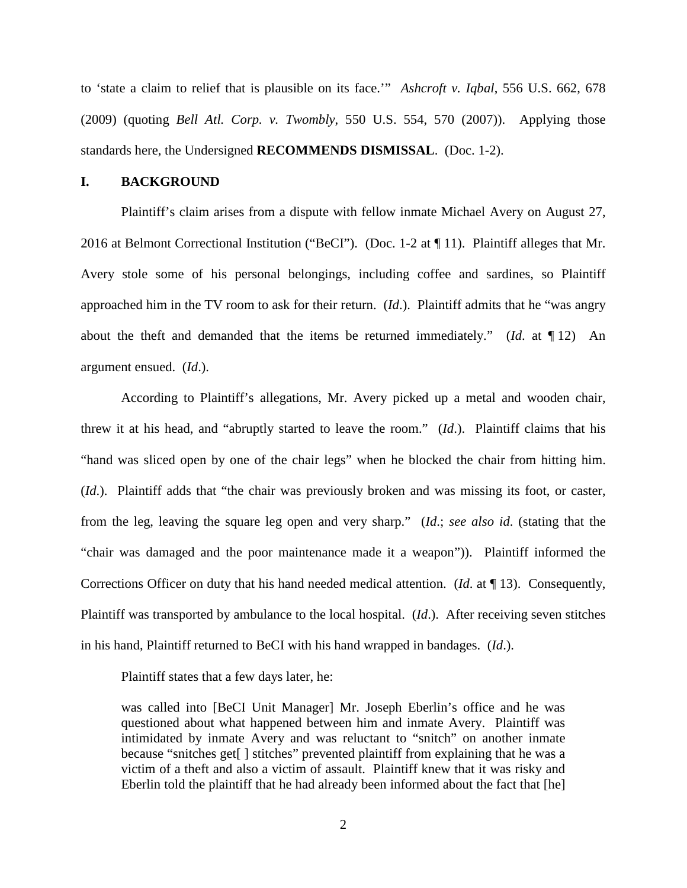to 'state a claim to relief that is plausible on its face.'" *Ashcroft v. Iqbal*, 556 U.S. 662, 678 (2009) (quoting *Bell Atl. Corp. v. Twombly*, 550 U.S. 554, 570 (2007)). Applying those standards here, the Undersigned **RECOMMENDS DISMISSAL**. (Doc. 1-2).

## I. BACKGROUND

Plaintiff's claim arises from a dispute with fellow inmate Michael Avery on August 27, 2016 at Belmont Correctional Institution ("BeCI"). (Doc. 1-2 at ¶ 11). Plaintiff alleges that Mr. Avery stole some of his personal belongings, including coffee and sardines, so Plaintiff approached him in the TV room to ask for their return. (*Id*.). Plaintiff admits that he "was angry about the theft and demanded that the items be returned immediately." (*Id*. at ¶ 12) An argument ensued. (*Id*.).

According to Plaintiff's allegations, Mr. Avery picked up a metal and wooden chair, threw it at his head, and "abruptly started to leave the room." (*Id*.). Plaintiff claims that his "hand was sliced open by one of the chair legs" when he blocked the chair from hitting him. (*Id*.). Plaintiff adds that "the chair was previously broken and was missing its foot, or caster, from the leg, leaving the square leg open and very sharp." (*Id*.; *see also id*. (stating that the "chair was damaged and the poor maintenance made it a weapon")). Plaintiff informed the Corrections Officer on duty that his hand needed medical attention. (*Id*. at ¶ 13). Consequently, Plaintiff was transported by ambulance to the local hospital. (*Id*.). After receiving seven stitches in his hand, Plaintiff returned to BeCI with his hand wrapped in bandages. (*Id*.).

Plaintiff states that a few days later, he:

> was called into [BeCI Unit Manager] Mr. Joseph Eberlin's office and he was questioned about what happened between him and inmate Avery. Plaintiff was intimidated by inmate Avery and was reluctant to "snitch" on another inmate because "snitches get[ ] stitches" prevented plaintiff from explaining that he was a victim of a theft and also a victim of assault. Plaintiff knew that it was risky and Eberlin told the plaintiff that he had already been informed about the fact that [he]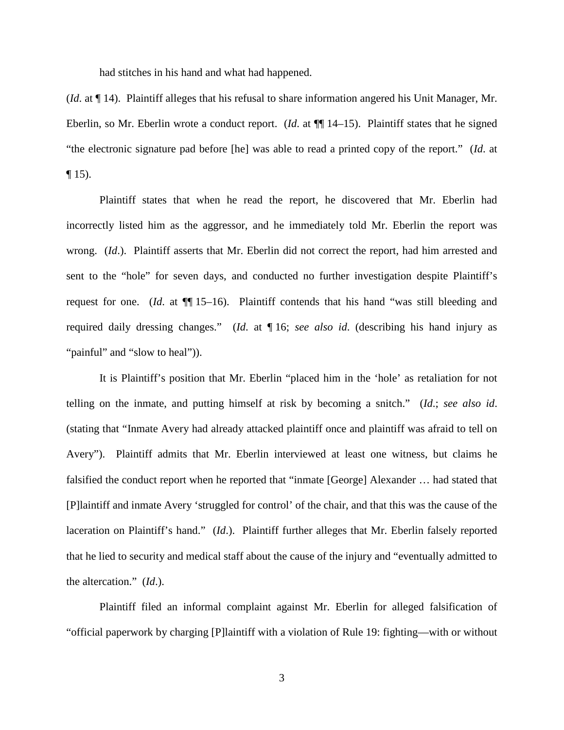had stitches in his hand and what had happened.

(*Id*. at ¶ 14). Plaintiff alleges that his refusal to share information angered his Unit Manager, Mr. Eberlin, so Mr. Eberlin wrote a conduct report. (*Id*. at ¶¶ 14–15). Plaintiff states that he signed "the electronic signature pad before [he] was able to read a printed copy of the report." (*Id*. at ¶ 15).

Plaintiff states that when he read the report, he discovered that Mr. Eberlin had incorrectly listed him as the aggressor, and he immediately told Mr. Eberlin the report was wrong. (*Id*.). Plaintiff asserts that Mr. Eberlin did not correct the report, had him arrested and sent to the "hole" for seven days, and conducted no further investigation despite Plaintiff's request for one. (*Id.* at ¶¶ 15–16). Plaintiff contends that his hand "was still bleeding and required daily dressing changes." (*Id.* at ¶ 16; *see also id*. (describing his hand injury as "painful" and "slow to heal")).

It is Plaintiff's position that Mr. Eberlin "placed him in the 'hole' as retaliation for not telling on the inmate, and putting himself at risk by becoming a snitch." (*Id*.; *see also id*. (stating that "Inmate Avery had already attacked plaintiff once and plaintiff was afraid to tell on Avery"). Plaintiff admits that Mr. Eberlin interviewed at least one witness, but claims he falsified the conduct report when he reported that "inmate [George] Alexander … had stated that [P]laintiff and inmate Avery 'struggled for control' of the chair, and that this was the cause of the laceration on Plaintiff's hand." (*Id*.). Plaintiff further alleges that Mr. Eberlin falsely reported that he lied to security and medical staff about the cause of the injury and "eventually admitted to the altercation." (*Id*.).

Plaintiff filed an informal complaint against Mr. Eberlin for alleged falsification of "official paperwork by charging [P]laintiff with a violation of Rule 19: fighting—with or without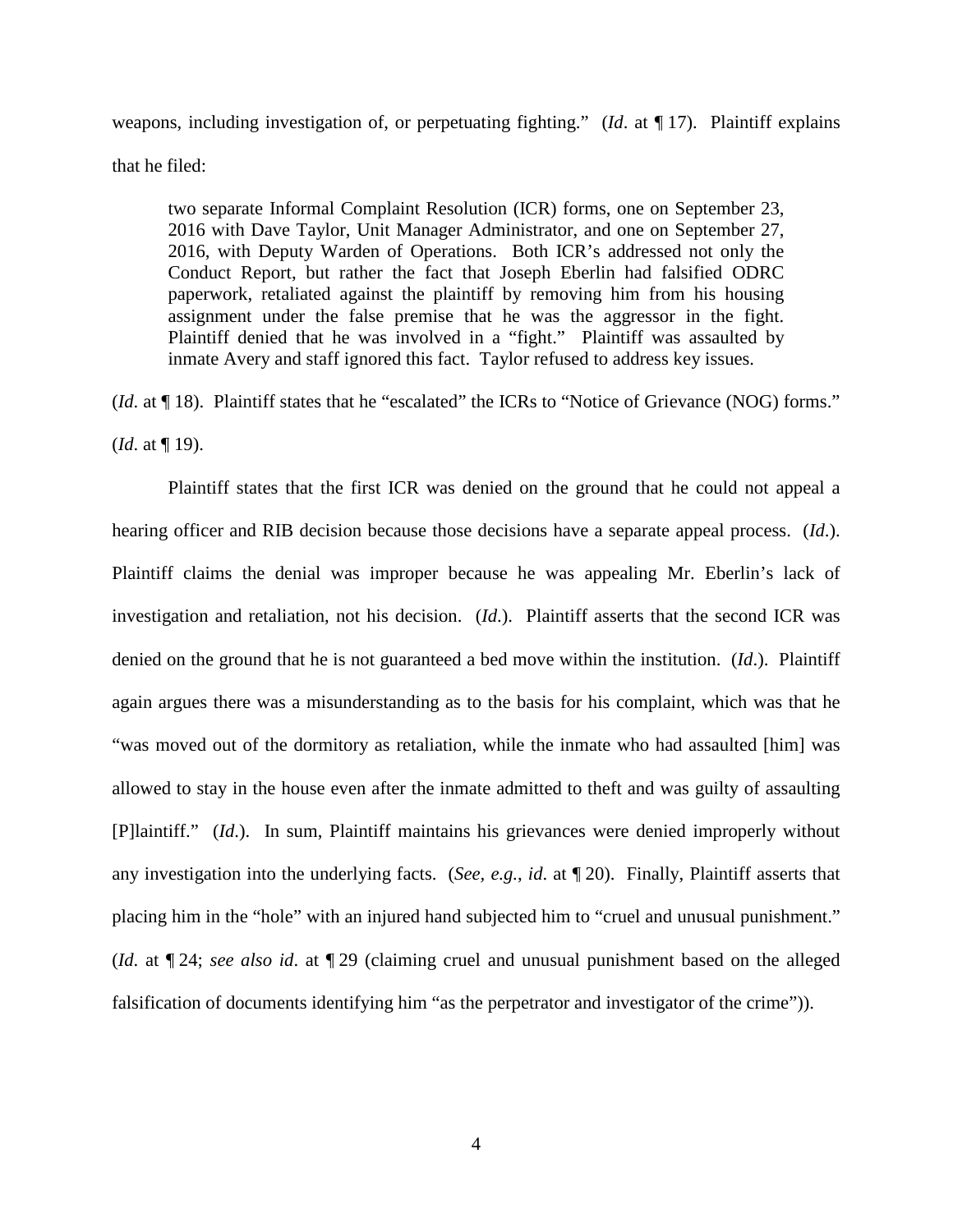weapons, including investigation of, or perpetuating fighting." (*Id*. at ¶ 17). Plaintiff explains that he filed:

> two separate Informal Complaint Resolution (ICR) forms, one on September 23, 2016 with Dave Taylor, Unit Manager Administrator, and one on September 27, 2016, with Deputy Warden of Operations. Both ICR's addressed not only the Conduct Report, but rather the fact that Joseph Eberlin had falsified ODRC paperwork, retaliated against the plaintiff by removing him from his housing assignment under the false premise that he was the aggressor in the fight. Plaintiff denied that he was involved in a "fight." Plaintiff was assaulted by inmate Avery and staff ignored this fact. Taylor refused to address key issues.

(*Id*. at ¶ 18). Plaintiff states that he "escalated" the ICRs to "Notice of Grievance (NOG) forms." (*Id*. at ¶ 19).

Plaintiff states that the first ICR was denied on the ground that he could not appeal a hearing officer and RIB decision because those decisions have a separate appeal process. (*Id*.). Plaintiff claims the denial was improper because he was appealing Mr. Eberlin's lack of investigation and retaliation, not his decision. (*Id*.). Plaintiff asserts that the second ICR was denied on the ground that he is not guaranteed a bed move within the institution. (*Id*.). Plaintiff again argues there was a misunderstanding as to the basis for his complaint, which was that he "was moved out of the dormitory as retaliation, while the inmate who had assaulted [him] was allowed to stay in the house even after the inmate admitted to theft and was guilty of assaulting [P]laintiff." (*Id*.). In sum, Plaintiff maintains his grievances were denied improperly without any investigation into the underlying facts. (*See*, *e.g.*, *id*. at ¶ 20). Finally, Plaintiff asserts that placing him in the "hole" with an injured hand subjected him to "cruel and unusual punishment." (*Id*. at ¶ 24; *see also id*. at ¶ 29 (claiming cruel and unusual punishment based on the alleged falsification of documents identifying him "as the perpetrator and investigator of the crime")).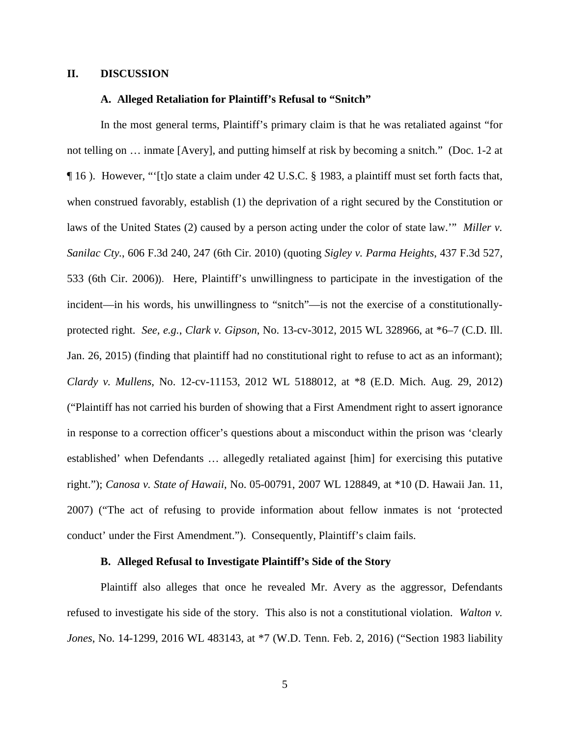## II. DISCUSSION

### A. Alleged Retaliation for Plaintiff's Refusal to "Snitch"

In the most general terms, Plaintiff's primary claim is that he was retaliated against "for not telling on … inmate [Avery], and putting himself at risk by becoming a snitch." (Doc. 1-2 at ¶ 16 ). However, "'[t]o state a claim under 42 U.S.C. § 1983, a plaintiff must set forth facts that, when construed favorably, establish (1) the deprivation of a right secured by the Constitution or laws of the United States (2) caused by a person acting under the color of state law.'" *Miller v. Sanilac Cty.*, 606 F.3d 240, 247 (6th Cir. 2010) (quoting *Sigley v. Parma Heights*, 437 F.3d 527, 533 (6th Cir. 2006)). Here, Plaintiff's unwillingness to participate in the investigation of the incident—in his words, his unwillingness to "snitch"—is not the exercise of a constitutionally-protected right. *See, e.g.*, *Clark v. Gipson*, No. 13-cv-3012, 2015 WL 328966, at *6–7 (C.D. Ill. Jan. 26, 2015) (finding that plaintiff had no constitutional right to refuse to act as an informant); *Clardy v. Mullens*, No. 12-cv-11153, 2012 WL 5188012, at *8 (E.D. Mich. Aug. 29, 2012) ("Plaintiff has not carried his burden of showing that a First Amendment right to assert ignorance in response to a correction officer's questions about a misconduct within the prison was 'clearly established' when Defendants … allegedly retaliated against [him] for exercising this putative right."); *Canosa v. State of Hawaii*, No. 05-00791, 2007 WL 128849, at *10 (D. Hawaii Jan. 11, 2007) ("The act of refusing to provide information about fellow inmates is not 'protected conduct' under the First Amendment."). Consequently, Plaintiff's claim fails.

### B. Alleged Refusal to Investigate Plaintiff's Side of the Story

Plaintiff also alleges that once he revealed Mr. Avery as the aggressor, Defendants refused to investigate his side of the story. This also is not a constitutional violation. *Walton v. Jones*, No. 14-1299, 2016 WL 483143, at *7 (W.D. Tenn. Feb. 2, 2016) ("Section 1983 liability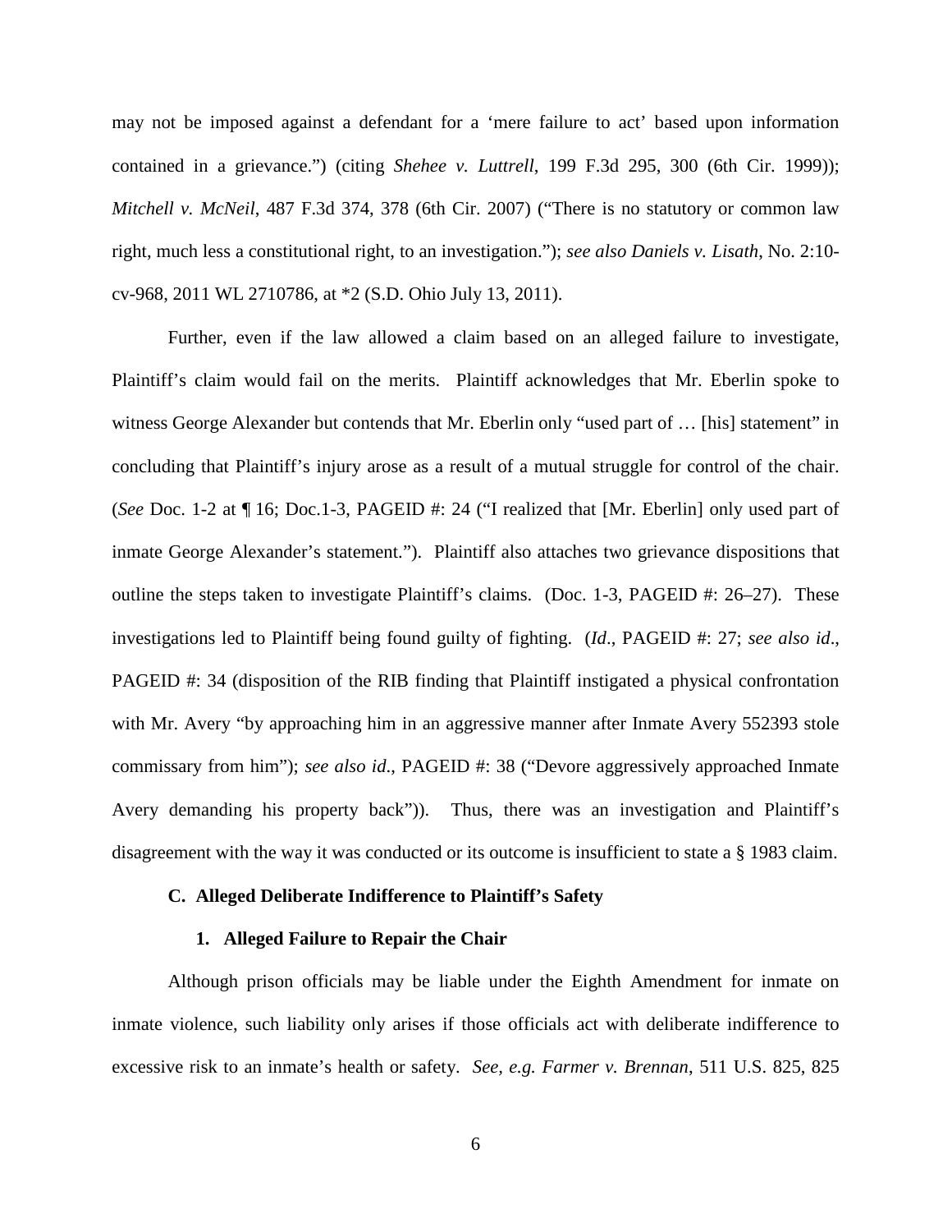may not be imposed against a defendant for a 'mere failure to act' based upon information contained in a grievance.") (citing *Shehee v. Luttrell*, 199 F.3d 295, 300 (6th Cir. 1999)); *Mitchell v. McNeil*, 487 F.3d 374, 378 (6th Cir. 2007) ("There is no statutory or common law right, much less a constitutional right, to an investigation."); *see also Daniels v. Lisath*, No. 2:10-cv-968, 2011 WL 2710786, at *2 (S.D. Ohio July 13, 2011).

Further, even if the law allowed a claim based on an alleged failure to investigate, Plaintiff's claim would fail on the merits. Plaintiff acknowledges that Mr. Eberlin spoke to witness George Alexander but contends that Mr. Eberlin only "used part of … [his] statement" in concluding that Plaintiff's injury arose as a result of a mutual struggle for control of the chair. (*See* Doc. 1-2 at ¶ 16; Doc.1-3, PAGEID #: 24 ("I realized that [Mr. Eberlin] only used part of inmate George Alexander's statement."). Plaintiff also attaches two grievance dispositions that outline the steps taken to investigate Plaintiff's claims. (Doc. 1-3, PAGEID #: 26–27). These investigations led to Plaintiff being found guilty of fighting. (*Id*., PAGEID #: 27; *see also id*., PAGEID #: 34 (disposition of the RIB finding that Plaintiff instigated a physical confrontation with Mr. Avery "by approaching him in an aggressive manner after Inmate Avery 552393 stole commissary from him"); *see also id*., PAGEID #: 38 ("Devore aggressively approached Inmate Avery demanding his property back")). Thus, there was an investigation and Plaintiff's disagreement with the way it was conducted or its outcome is insufficient to state a § 1983 claim.

**C. Alleged Deliberate Indifference to Plaintiff's Safety**

**1. Alleged Failure to Repair the Chair**

Although prison officials may be liable under the Eighth Amendment for inmate on inmate violence, such liability only arises if those officials act with deliberate indifference to excessive risk to an inmate's health or safety. *See, e.g. Farmer v. Brennan*, 511 U.S. 825, 825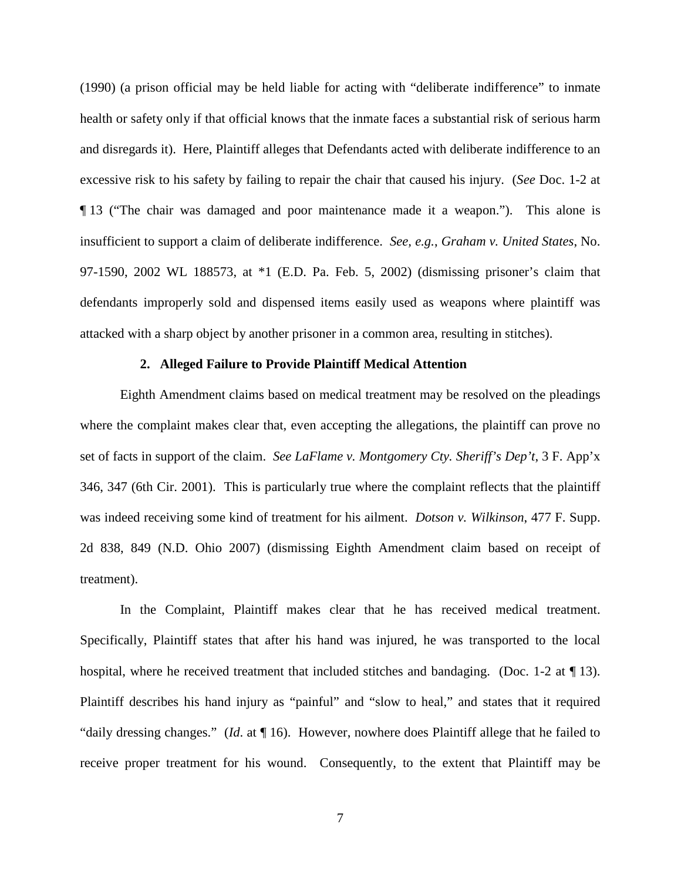(1990) (a prison official may be held liable for acting with "deliberate indifference" to inmate health or safety only if that official knows that the inmate faces a substantial risk of serious harm and disregards it). Here, Plaintiff alleges that Defendants acted with deliberate indifference to an excessive risk to his safety by failing to repair the chair that caused his injury. (*See* Doc. 1-2 at ¶ 13 ("The chair was damaged and poor maintenance made it a weapon."). This alone is insufficient to support a claim of deliberate indifference. *See, e.g.*, *Graham v. United States*, No. 97-1590, 2002 WL 188573, at *1 (E.D. Pa. Feb. 5, 2002) (dismissing prisoner's claim that defendants improperly sold and dispensed items easily used as weapons where plaintiff was attacked with a sharp object by another prisoner in a common area, resulting in stitches).

### 2. Alleged Failure to Provide Plaintiff Medical Attention

Eighth Amendment claims based on medical treatment may be resolved on the pleadings where the complaint makes clear that, even accepting the allegations, the plaintiff can prove no set of facts in support of the claim. *See LaFlame v. Montgomery Cty. Sheriff's Dep't*, 3 F. App'x 346, 347 (6th Cir. 2001). This is particularly true where the complaint reflects that the plaintiff was indeed receiving some kind of treatment for his ailment. *Dotson v. Wilkinson*, 477 F. Supp. 2d 838, 849 (N.D. Ohio 2007) (dismissing Eighth Amendment claim based on receipt of treatment).

In the Complaint, Plaintiff makes clear that he has received medical treatment. Specifically, Plaintiff states that after his hand was injured, he was transported to the local hospital, where he received treatment that included stitches and bandaging. (Doc. 1-2 at ¶ 13). Plaintiff describes his hand injury as "painful" and "slow to heal," and states that it required "daily dressing changes." (*Id*. at ¶ 16). However, nowhere does Plaintiff allege that he failed to receive proper treatment for his wound. Consequently, to the extent that Plaintiff may be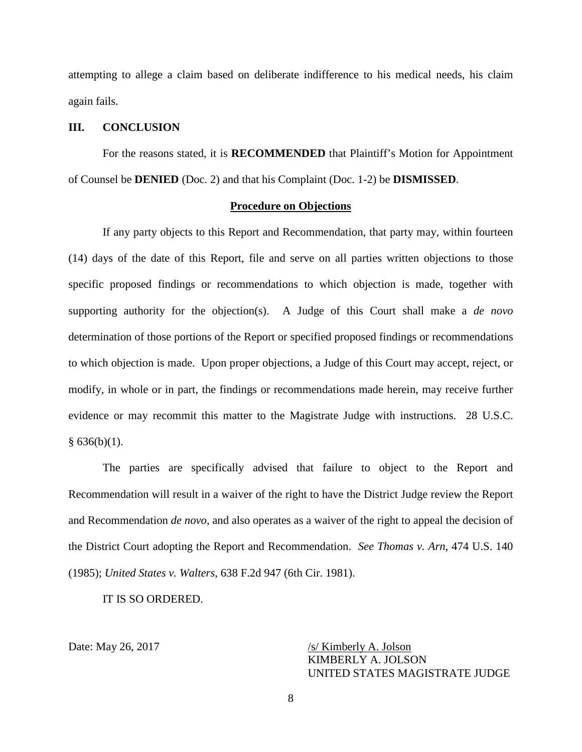attempting to allege a claim based on deliberate indifference to his medical needs, his claim again fails.

## III. CONCLUSION

For the reasons stated, it is **RECOMMENDED** that Plaintiff's Motion for Appointment of Counsel be **DENIED** (Doc. 2) and that his Complaint (Doc. 1-2) be **DISMISSED**.

### Procedure on Objections

If any party objects to this Report and Recommendation, that party may, within fourteen (14) days of the date of this Report, file and serve on all parties written objections to those specific proposed findings or recommendations to which objection is made, together with supporting authority for the objection(s). A Judge of this Court shall make a *de novo* determination of those portions of the Report or specified proposed findings or recommendations to which objection is made. Upon proper objections, a Judge of this Court may accept, reject, or modify, in whole or in part, the findings or recommendations made herein, may receive further evidence or may recommit this matter to the Magistrate Judge with instructions. 28 U.S.C. § 636(b)(1).

The parties are specifically advised that failure to object to the Report and Recommendation will result in a waiver of the right to have the District Judge review the Report and Recommendation *de novo*, and also operates as a waiver of the right to appeal the decision of the District Court adopting the Report and Recommendation. *See Thomas v. Arn*, 474 U.S. 140 (1985); *United States v. Walters*, 638 F.2d 947 (6th Cir. 1981).

IT IS SO ORDERED.

Date: May 26, 2017

/s/ Kimberly A. Jolson
KIMBERLY A. JOLSON
UNITED STATES MAGISTRATE JUDGE